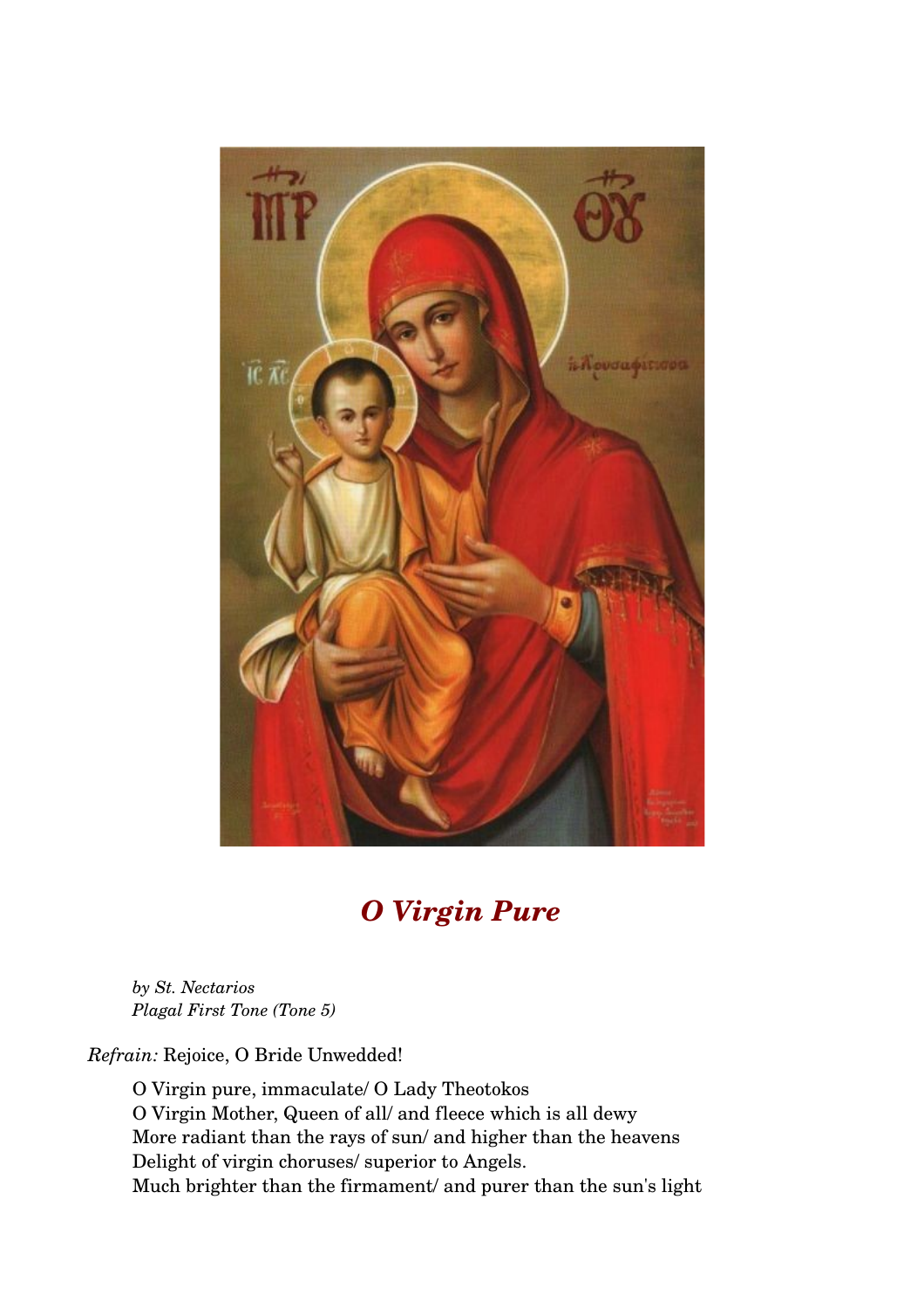# *O Virgin Pure*

*by St. Nectarios*
*Plagal First Tone (Tone 5)*

*Refrain:* Rejoice, O Bride Unwedded!

O Virgin pure, immaculate/ O Lady Theotokos
O Virgin Mother, Queen of all/ and fleece which is all dewy
More radiant than the rays of sun/ and higher than the heavens
Delight of virgin choruses/ superior to Angels.
Much brighter than the firmament/ and purer than the sun's light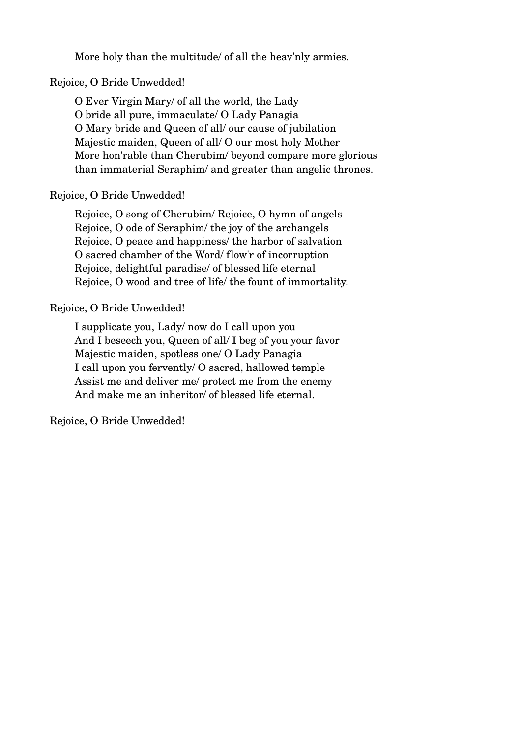More holy than the multitude/ of all the heav'nly armies.

Rejoice, O Bride Unwedded!

O Ever Virgin Mary/ of all the world, the Lady
O bride all pure, immaculate/ O Lady Panagia
O Mary bride and Queen of all/ our cause of jubilation
Majestic maiden, Queen of all/ O our most holy Mother
More hon'rable than Cherubim/ beyond compare more glorious
than immaterial Seraphim/ and greater than angelic thrones.

Rejoice, O Bride Unwedded!

Rejoice, O song of Cherubim/ Rejoice, O hymn of angels
Rejoice, O ode of Seraphim/ the joy of the archangels
Rejoice, O peace and happiness/ the harbor of salvation
O sacred chamber of the Word/ flow'r of incorruption
Rejoice, delightful paradise/ of blessed life eternal
Rejoice, O wood and tree of life/ the fount of immortality.

Rejoice, O Bride Unwedded!

I supplicate you, Lady/ now do I call upon you
And I beseech you, Queen of all/ I beg of you your favor
Majestic maiden, spotless one/ O Lady Panagia
I call upon you fervently/ O sacred, hallowed temple
Assist me and deliver me/ protect me from the enemy
And make me an inheritor/ of blessed life eternal.

Rejoice, O Bride Unwedded!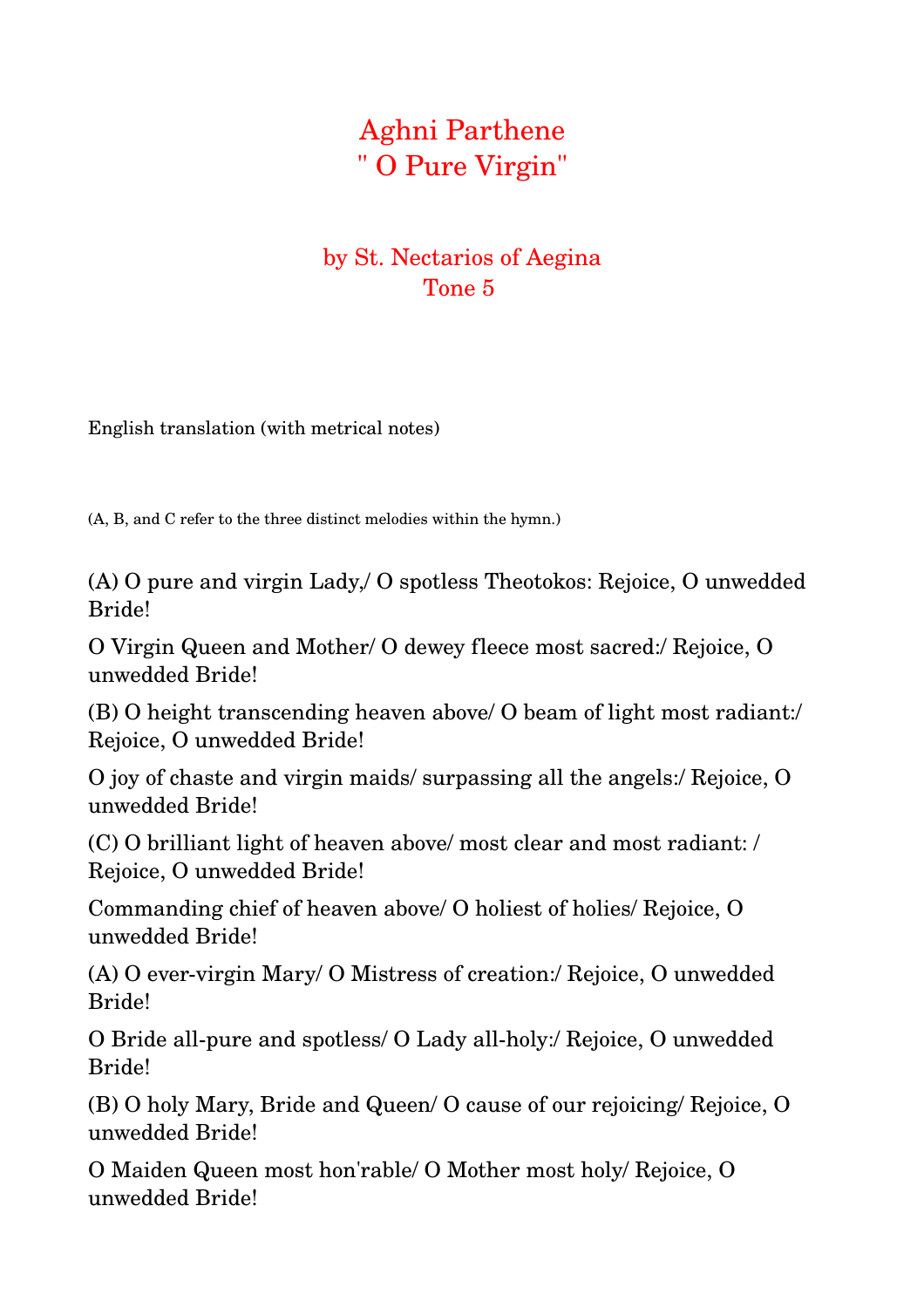# Aghni Parthene
# " O Pure Virgin"

## by St. Nectarios of Aegina
## Tone 5

English translation (with metrical notes)

(A, B, and C refer to the three distinct melodies within the hymn.)

(A) O pure and virgin Lady,/ O spotless Theotokos: Rejoice, O unwedded Bride!

O Virgin Queen and Mother/ O dewey fleece most sacred:/ Rejoice, O unwedded Bride!

(B) O height transcending heaven above/ O beam of light most radiant:/ Rejoice, O unwedded Bride!

O joy of chaste and virgin maids/ surpassing all the angels:/ Rejoice, O unwedded Bride!

(C) O brilliant light of heaven above/ most clear and most radiant: / Rejoice, O unwedded Bride!

Commanding chief of heaven above/ O holiest of holies/ Rejoice, O unwedded Bride!

(A) O ever-virgin Mary/ O Mistress of creation:/ Rejoice, O unwedded Bride!

O Bride all-pure and spotless/ O Lady all-holy:/ Rejoice, O unwedded Bride!

(B) O holy Mary, Bride and Queen/ O cause of our rejoicing/ Rejoice, O unwedded Bride!

O Maiden Queen most hon'rable/ O Mother most holy/ Rejoice, O unwedded Bride!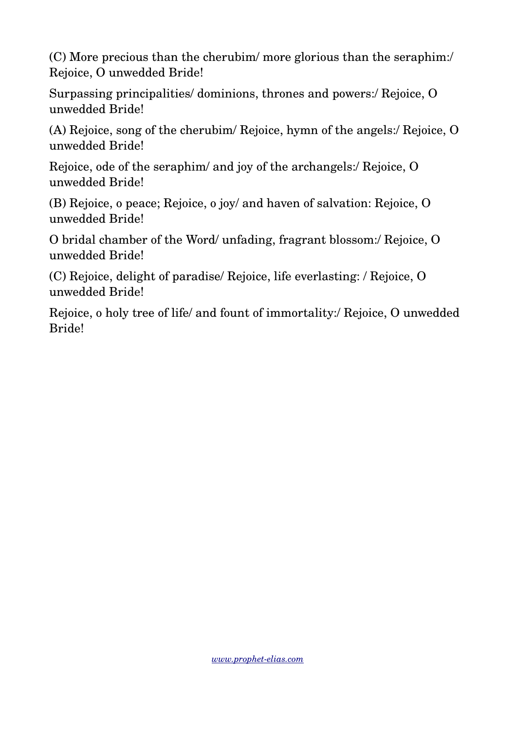(C) More precious than the cherubim/ more glorious than the seraphim:/ Rejoice, O unwedded Bride!

Surpassing principalities/ dominions, thrones and powers:/ Rejoice, O unwedded Bride!

(A) Rejoice, song of the cherubim/ Rejoice, hymn of the angels:/ Rejoice, O unwedded Bride!

Rejoice, ode of the seraphim/ and joy of the archangels:/ Rejoice, O unwedded Bride!

(B) Rejoice, o peace; Rejoice, o joy/ and haven of salvation: Rejoice, O unwedded Bride!

O bridal chamber of the Word/ unfading, fragrant blossom:/ Rejoice, O unwedded Bride!

(C) Rejoice, delight of paradise/ Rejoice, life everlasting: / Rejoice, O unwedded Bride!

Rejoice, o holy tree of life/ and fount of immortality:/ Rejoice, O unwedded Bride!